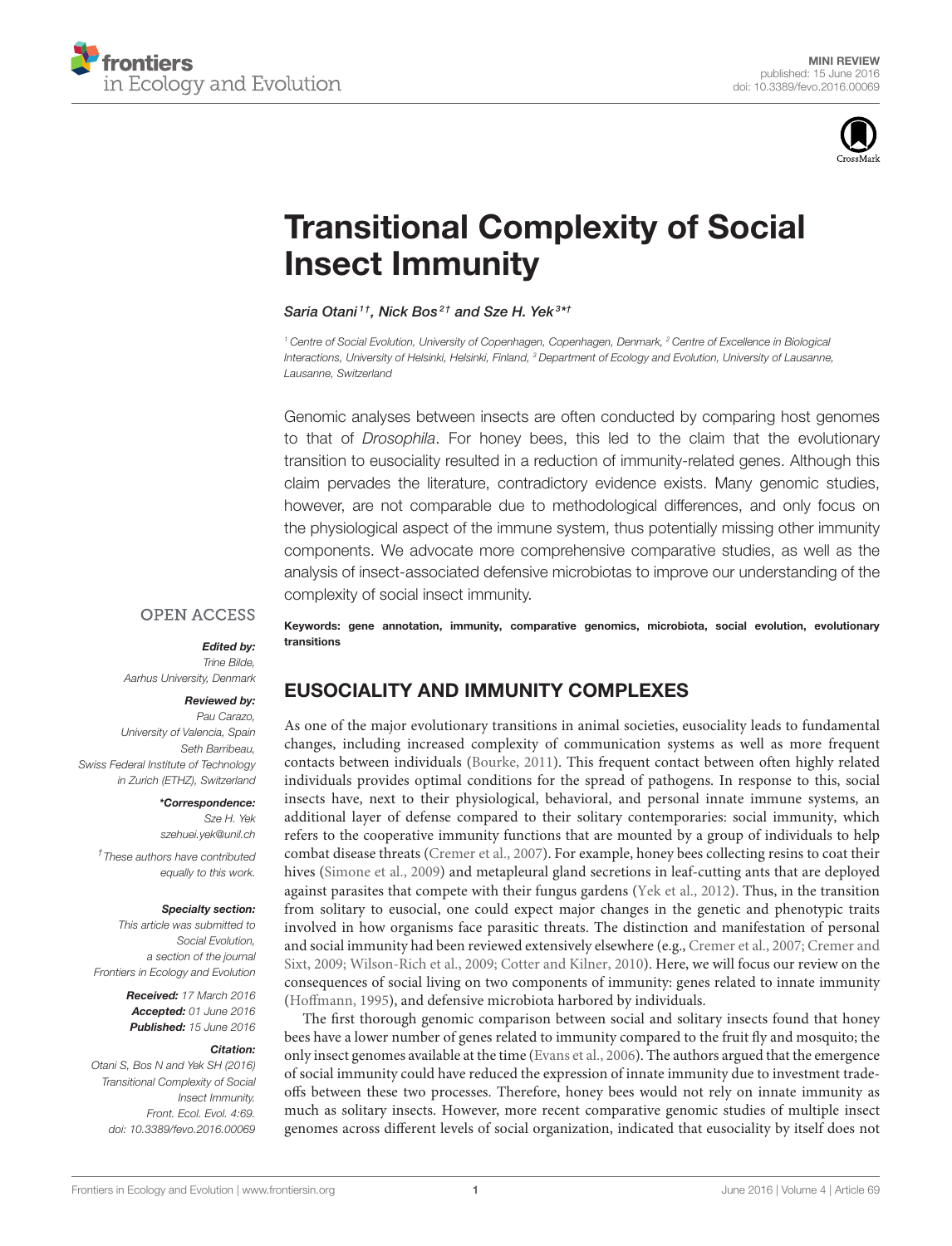MINI REVIEW
published: 15 June 2016
doi: 10.3389/fevo.2016.00069

# Transitional Complexity of Social Insect Immunity

*Saria Otani[1†], Nick Bos[2†] and Sze H. Yek[3*†]*

[1] Centre of Social Evolution, University of Copenhagen, Copenhagen, Denmark, [2] Centre of Excellence in Biological Interactions, University of Helsinki, Helsinki, Finland, [3] Department of Ecology and Evolution, University of Lausanne, Lausanne, Switzerland

Genomic analyses between insects are often conducted by comparing host genomes to that of *Drosophila*. For honey bees, this led to the claim that the evolutionary transition to eusociality resulted in a reduction of immunity-related genes. Although this claim pervades the literature, contradictory evidence exists. Many genomic studies, however, are not comparable due to methodological differences, and only focus on the physiological aspect of the immune system, thus potentially missing other immunity components. We advocate more comprehensive comparative studies, as well as the analysis of insect-associated defensive microbiotas to improve our understanding of the complexity of social insect immunity.

**Keywords: gene annotation, immunity, comparative genomics, microbiota, social evolution, evolutionary transitions**

OPEN ACCESS

***Edited by:***
*Trine Bilde,*
*Aarhus University, Denmark*

***Reviewed by:***
*Pau Carazo,*
*University of Valencia, Spain*
*Seth Barribeau,*
*Swiss Federal Institute of Technology in Zurich (ETHZ), Switzerland*

***\*Correspondence:***
*Sze H. Yek*
*szehuei.yek@unil.ch*

*† These authors have contributed equally to this work.*

***Specialty section:***
*This article was submitted to Social Evolution, a section of the journal Frontiers in Ecology and Evolution*

***Received:*** *17 March 2016*
***Accepted:*** *01 June 2016*
***Published:*** *15 June 2016*

***Citation:***
*Otani S, Bos N and Yek SH (2016) Transitional Complexity of Social Insect Immunity. Front. Ecol. Evol. 4:69. doi: 10.3389/fevo.2016.00069*

## EUSOCIALITY AND IMMUNITY COMPLEXES

As one of the major evolutionary transitions in animal societies, eusociality leads to fundamental changes, including increased complexity of communication systems as well as more frequent contacts between individuals (Bourke, 2011). This frequent contact between often highly related individuals provides optimal conditions for the spread of pathogens. In response to this, social insects have, next to their physiological, behavioral, and personal innate immune systems, an additional layer of defense compared to their solitary contemporaries: social immunity, which refers to the cooperative immunity functions that are mounted by a group of individuals to help combat disease threats (Cremer et al., 2007). For example, honey bees collecting resins to coat their hives (Simone et al., 2009) and metapleural gland secretions in leaf-cutting ants that are deployed against parasites that compete with their fungus gardens (Yek et al., 2012). Thus, in the transition from solitary to eusocial, one could expect major changes in the genetic and phenotypic traits involved in how organisms face parasitic threats. The distinction and manifestation of personal and social immunity had been reviewed extensively elsewhere (e.g., Cremer et al., 2007; Cremer and Sixt, 2009; Wilson-Rich et al., 2009; Cotter and Kilner, 2010). Here, we will focus our review on the consequences of social living on two components of immunity: genes related to innate immunity (Hoffmann, 1995), and defensive microbiota harbored by individuals.

The first thorough genomic comparison between social and solitary insects found that honey bees have a lower number of genes related to immunity compared to the fruit fly and mosquito; the only insect genomes available at the time (Evans et al., 2006). The authors argued that the emergence of social immunity could have reduced the expression of innate immunity due to investment trade-offs between these two processes. Therefore, honey bees would not rely on innate immunity as much as solitary insects. However, more recent comparative genomic studies of multiple insect genomes across different levels of social organization, indicated that eusociality by itself does not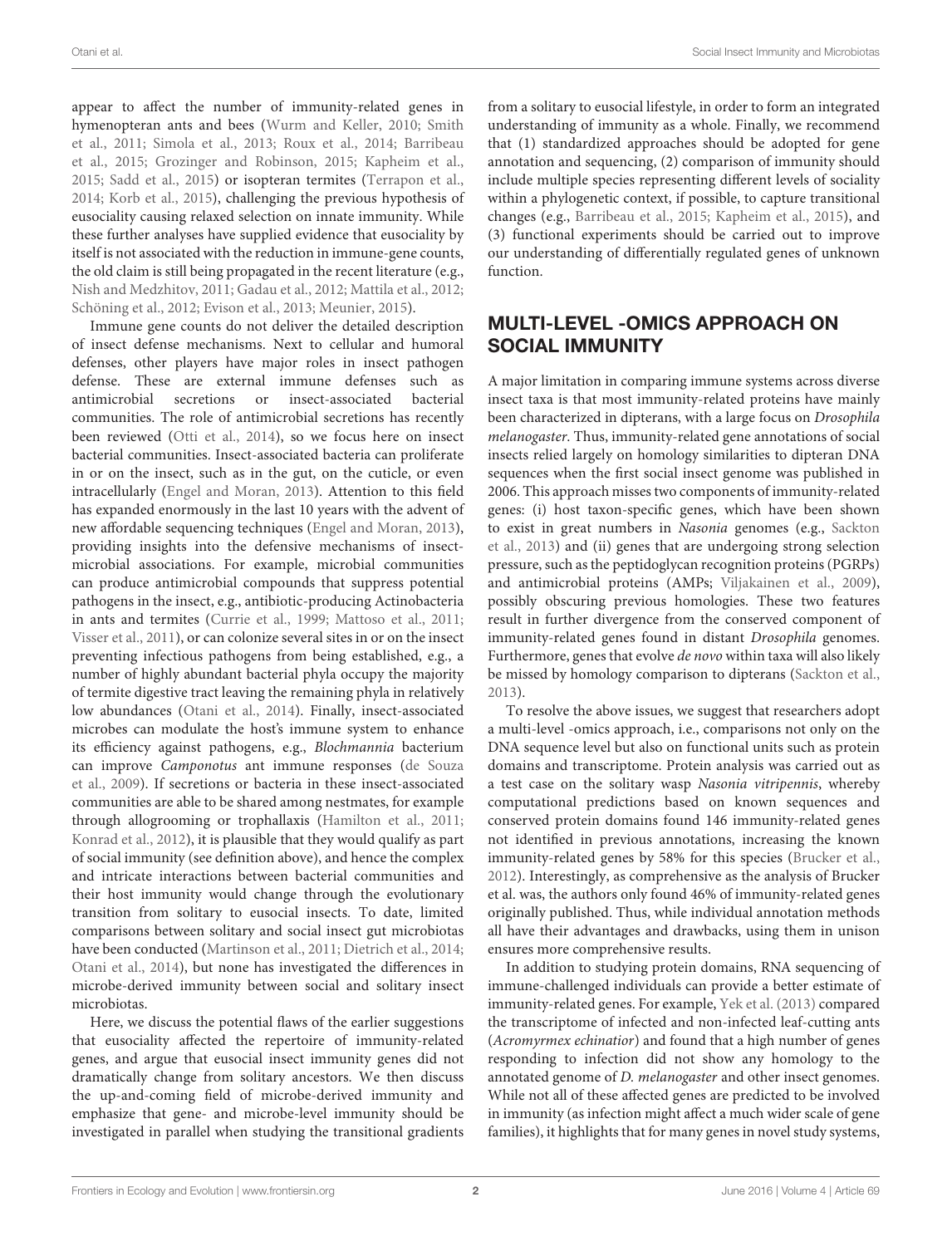appear to affect the number of immunity-related genes in hymenopteran ants and bees (Wurm and Keller, 2010; Smith et al., 2011; Simola et al., 2013; Roux et al., 2014; Barribeau et al., 2015; Grozinger and Robinson, 2015; Kapheim et al., 2015; Sadd et al., 2015) or isopteran termites (Terrapon et al., 2014; Korb et al., 2015), challenging the previous hypothesis of eusociality causing relaxed selection on innate immunity. While these further analyses have supplied evidence that eusociality by itself is not associated with the reduction in immune-gene counts, the old claim is still being propagated in the recent literature (e.g., Nish and Medzhitov, 2011; Gadau et al., 2012; Mattila et al., 2012; Schöning et al., 2012; Evison et al., 2013; Meunier, 2015).

Immune gene counts do not deliver the detailed description of insect defense mechanisms. Next to cellular and humoral defenses, other players have major roles in insect pathogen defense. These are external immune defenses such as antimicrobial secretions or insect-associated bacterial communities. The role of antimicrobial secretions has recently been reviewed (Otti et al., 2014), so we focus here on insect bacterial communities. Insect-associated bacteria can proliferate in or on the insect, such as in the gut, on the cuticle, or even intracellularly (Engel and Moran, 2013). Attention to this field has expanded enormously in the last 10 years with the advent of new affordable sequencing techniques (Engel and Moran, 2013), providing insights into the defensive mechanisms of insect-microbial associations. For example, microbial communities can produce antimicrobial compounds that suppress potential pathogens in the insect, e.g., antibiotic-producing Actinobacteria in ants and termites (Currie et al., 1999; Mattoso et al., 2011; Visser et al., 2011), or can colonize several sites in or on the insect preventing infectious pathogens from being established, e.g., a number of highly abundant bacterial phyla occupy the majority of termite digestive tract leaving the remaining phyla in relatively low abundances (Otani et al., 2014). Finally, insect-associated microbes can modulate the host's immune system to enhance its efficiency against pathogens, e.g., *Blochmannia* bacterium can improve *Camponotus* ant immune responses (de Souza et al., 2009). If secretions or bacteria in these insect-associated communities are able to be shared among nestmates, for example through allogrooming or trophallaxis (Hamilton et al., 2011; Konrad et al., 2012), it is plausible that they would qualify as part of social immunity (see definition above), and hence the complex and intricate interactions between bacterial communities and their host immunity would change through the evolutionary transition from solitary to eusocial insects. To date, limited comparisons between solitary and social insect gut microbiotas have been conducted (Martinson et al., 2011; Dietrich et al., 2014; Otani et al., 2014), but none has investigated the differences in microbe-derived immunity between social and solitary insect microbiotas.

Here, we discuss the potential flaws of the earlier suggestions that eusociality affected the repertoire of immunity-related genes, and argue that eusocial insect immunity genes did not dramatically change from solitary ancestors. We then discuss the up-and-coming field of microbe-derived immunity and emphasize that gene- and microbe-level immunity should be investigated in parallel when studying the transitional gradients from a solitary to eusocial lifestyle, in order to form an integrated understanding of immunity as a whole. Finally, we recommend that (1) standardized approaches should be adopted for gene annotation and sequencing, (2) comparison of immunity should include multiple species representing different levels of sociality within a phylogenetic context, if possible, to capture transitional changes (e.g., Barribeau et al., 2015; Kapheim et al., 2015), and (3) functional experiments should be carried out to improve our understanding of differentially regulated genes of unknown function.

## MULTI-LEVEL -OMICS APPROACH ON SOCIAL IMMUNITY

A major limitation in comparing immune systems across diverse insect taxa is that most immunity-related proteins have mainly been characterized in dipterans, with a large focus on *Drosophila melanogaster*. Thus, immunity-related gene annotations of social insects relied largely on homology similarities to dipteran DNA sequences when the first social insect genome was published in 2006. This approach misses two components of immunity-related genes: (i) host taxon-specific genes, which have been shown to exist in great numbers in *Nasonia* genomes (e.g., Sackton et al., 2013) and (ii) genes that are undergoing strong selection pressure, such as the peptidoglycan recognition proteins (PGRPs) and antimicrobial proteins (AMPs; Viljakainen et al., 2009), possibly obscuring previous homologies. These two features result in further divergence from the conserved component of immunity-related genes found in distant *Drosophila* genomes. Furthermore, genes that evolve *de novo* within taxa will also likely be missed by homology comparison to dipterans (Sackton et al., 2013).

To resolve the above issues, we suggest that researchers adopt a multi-level -omics approach, i.e., comparisons not only on the DNA sequence level but also on functional units such as protein domains and transcriptome. Protein analysis was carried out as a test case on the solitary wasp *Nasonia vitripennis*, whereby computational predictions based on known sequences and conserved protein domains found 146 immunity-related genes not identified in previous annotations, increasing the known immunity-related genes by 58% for this species (Brucker et al., 2012). Interestingly, as comprehensive as the analysis of Brucker et al. was, the authors only found 46% of immunity-related genes originally published. Thus, while individual annotation methods all have their advantages and drawbacks, using them in unison ensures more comprehensive results.

In addition to studying protein domains, RNA sequencing of immune-challenged individuals can provide a better estimate of immunity-related genes. For example, Yek et al. (2013) compared the transcriptome of infected and non-infected leaf-cutting ants (*Acromyrmex echinatior*) and found that a high number of genes responding to infection did not show any homology to the annotated genome of *D. melanogaster* and other insect genomes. While not all of these affected genes are predicted to be involved in immunity (as infection might affect a much wider scale of gene families), it highlights that for many genes in novel study systems,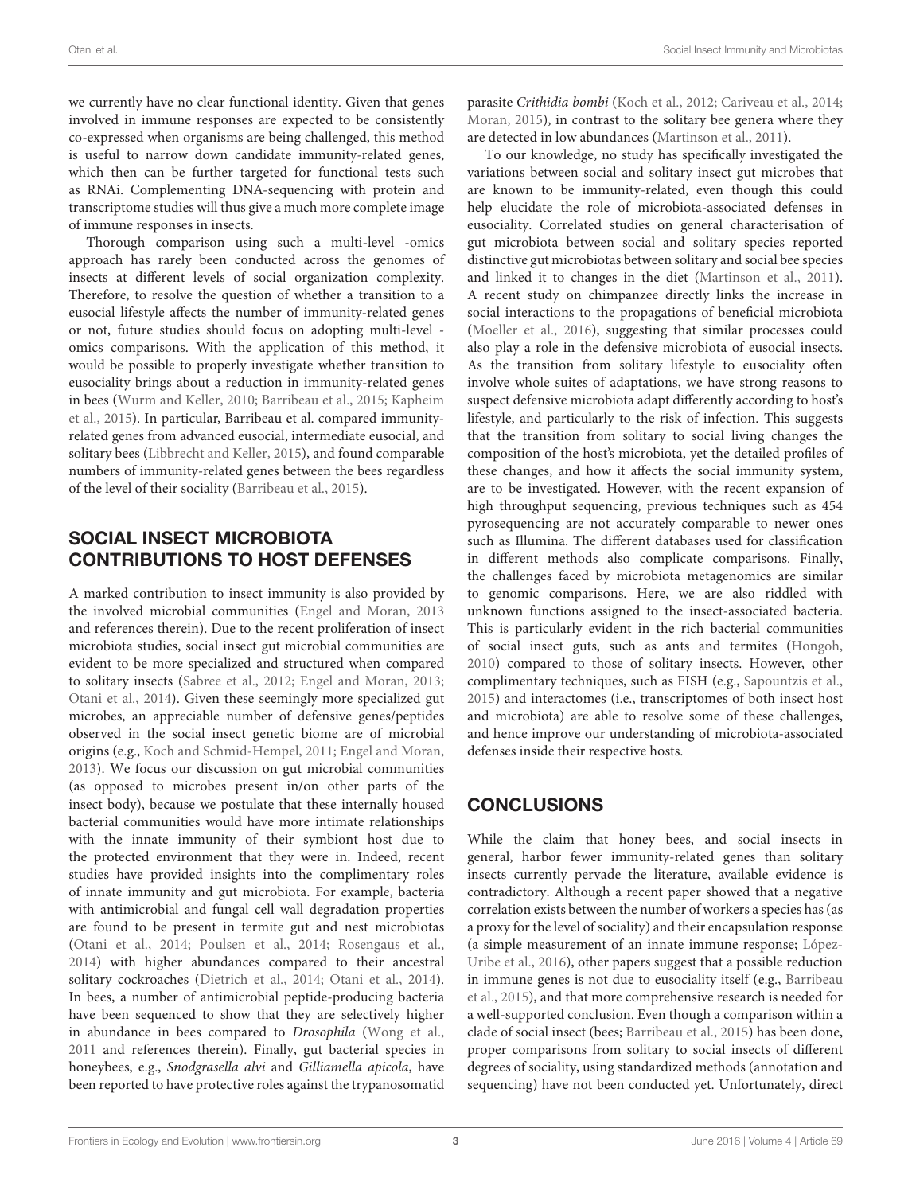we currently have no clear functional identity. Given that genes involved in immune responses are expected to be consistently co-expressed when organisms are being challenged, this method is useful to narrow down candidate immunity-related genes, which then can be further targeted for functional tests such as RNAi. Complementing DNA-sequencing with protein and transcriptome studies will thus give a much more complete image of immune responses in insects.

Thorough comparison using such a multi-level -omics approach has rarely been conducted across the genomes of insects at different levels of social organization complexity. Therefore, to resolve the question of whether a transition to a eusocial lifestyle affects the number of immunity-related genes or not, future studies should focus on adopting multi-level -omics comparisons. With the application of this method, it would be possible to properly investigate whether transition to eusociality brings about a reduction in immunity-related genes in bees (Wurm and Keller, 2010; Barribeau et al., 2015; Kapheim et al., 2015). In particular, Barribeau et al. compared immunity-related genes from advanced eusocial, intermediate eusocial, and solitary bees (Libbrecht and Keller, 2015), and found comparable numbers of immunity-related genes between the bees regardless of the level of their sociality (Barribeau et al., 2015).

## SOCIAL INSECT MICROBIOTA CONTRIBUTIONS TO HOST DEFENSES

A marked contribution to insect immunity is also provided by the involved microbial communities (Engel and Moran, 2013 and references therein). Due to the recent proliferation of insect microbiota studies, social insect gut microbial communities are evident to be more specialized and structured when compared to solitary insects (Sabree et al., 2012; Engel and Moran, 2013; Otani et al., 2014). Given these seemingly more specialized gut microbes, an appreciable number of defensive genes/peptides observed in the social insect genetic biome are of microbial origins (e.g., Koch and Schmid-Hempel, 2011; Engel and Moran, 2013). We focus our discussion on gut microbial communities (as opposed to microbes present in/on other parts of the insect body), because we postulate that these internally housed bacterial communities would have more intimate relationships with the innate immunity of their symbiont host due to the protected environment that they were in. Indeed, recent studies have provided insights into the complimentary roles of innate immunity and gut microbiota. For example, bacteria with antimicrobial and fungal cell wall degradation properties are found to be present in termite gut and nest microbiotas (Otani et al., 2014; Poulsen et al., 2014; Rosengaus et al., 2014) with higher abundances compared to their ancestral solitary cockroaches (Dietrich et al., 2014; Otani et al., 2014). In bees, a number of antimicrobial peptide-producing bacteria have been sequenced to show that they are selectively higher in abundance in bees compared to *Drosophila* (Wong et al., 2011 and references therein). Finally, gut bacterial species in honeybees, e.g., *Snodgrasella alvi* and *Gilliamella apicola*, have been reported to have protective roles against the trypanosomatid parasite *Crithidia bombi* (Koch et al., 2012; Cariveau et al., 2014; Moran, 2015), in contrast to the solitary bee genera where they are detected in low abundances (Martinson et al., 2011).

To our knowledge, no study has specifically investigated the variations between social and solitary insect gut microbes that are known to be immunity-related, even though this could help elucidate the role of microbiota-associated defenses in eusociality. Correlated studies on general characterisation of gut microbiota between social and solitary species reported distinctive gut microbiotas between solitary and social bee species and linked it to changes in the diet (Martinson et al., 2011). A recent study on chimpanzee directly links the increase in social interactions to the propagations of beneficial microbiota (Moeller et al., 2016), suggesting that similar processes could also play a role in the defensive microbiota of eusocial insects. As the transition from solitary lifestyle to eusociality often involve whole suites of adaptations, we have strong reasons to suspect defensive microbiota adapt differently according to host's lifestyle, and particularly to the risk of infection. This suggests that the transition from solitary to social living changes the composition of the host's microbiota, yet the detailed profiles of these changes, and how it affects the social immunity system, are to be investigated. However, with the recent expansion of high throughput sequencing, previous techniques such as 454 pyrosequencing are not accurately comparable to newer ones such as Illumina. The different databases used for classification in different methods also complicate comparisons. Finally, the challenges faced by microbiota metagenomics are similar to genomic comparisons. Here, we are also riddled with unknown functions assigned to the insect-associated bacteria. This is particularly evident in the rich bacterial communities of social insect guts, such as ants and termites (Hongoh, 2010) compared to those of solitary insects. However, other complimentary techniques, such as FISH (e.g., Sapountzis et al., 2015) and interactomes (i.e., transcriptomes of both insect host and microbiota) are able to resolve some of these challenges, and hence improve our understanding of microbiota-associated defenses inside their respective hosts.

## CONCLUSIONS

While the claim that honey bees, and social insects in general, harbor fewer immunity-related genes than solitary insects currently pervade the literature, available evidence is contradictory. Although a recent paper showed that a negative correlation exists between the number of workers a species has (as a proxy for the level of sociality) and their encapsulation response (a simple measurement of an innate immune response; López-Uribe et al., 2016), other papers suggest that a possible reduction in immune genes is not due to eusociality itself (e.g., Barribeau et al., 2015), and that more comprehensive research is needed for a well-supported conclusion. Even though a comparison within a clade of social insect (bees; Barribeau et al., 2015) has been done, proper comparisons from solitary to social insects of different degrees of sociality, using standardized methods (annotation and sequencing) have not been conducted yet. Unfortunately, direct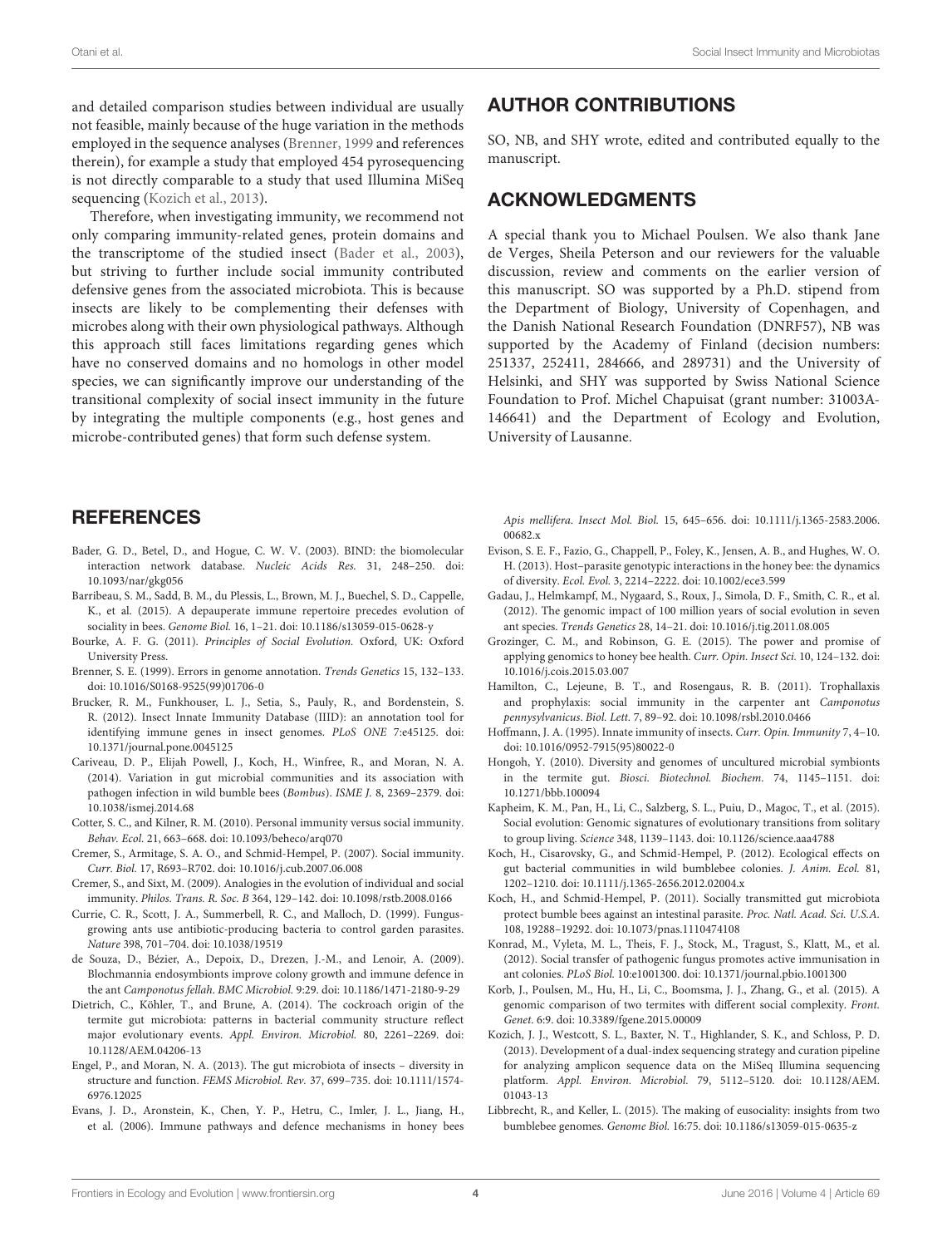and detailed comparison studies between individual are usually not feasible, mainly because of the huge variation in the methods employed in the sequence analyses (Brenner, 1999 and references therein), for example a study that employed 454 pyrosequencing is not directly comparable to a study that used Illumina MiSeq sequencing (Kozich et al., 2013).

Therefore, when investigating immunity, we recommend not only comparing immunity-related genes, protein domains and the transcriptome of the studied insect (Bader et al., 2003), but striving to further include social immunity contributed defensive genes from the associated microbiota. This is because insects are likely to be complementing their defenses with microbes along with their own physiological pathways. Although this approach still faces limitations regarding genes which have no conserved domains and no homologs in other model species, we can significantly improve our understanding of the transitional complexity of social insect immunity in the future by integrating the multiple components (e.g., host genes and microbe-contributed genes) that form such defense system.

## AUTHOR CONTRIBUTIONS

SO, NB, and SHY wrote, edited and contributed equally to the manuscript.

## ACKNOWLEDGMENTS

A special thank you to Michael Poulsen. We also thank Jane de Verges, Sheila Peterson and our reviewers for the valuable discussion, review and comments on the earlier version of this manuscript. SO was supported by a Ph.D. stipend from the Department of Biology, University of Copenhagen, and the Danish National Research Foundation (DNRF57), NB was supported by the Academy of Finland (decision numbers: 251337, 252411, 284666, and 289731) and the University of Helsinki, and SHY was supported by Swiss National Science Foundation to Prof. Michel Chapuisat (grant number: 31003A-146641) and the Department of Ecology and Evolution, University of Lausanne.

## REFERENCES

Bader, G. D., Betel, D., and Hogue, C. W. V. (2003). BIND: the biomolecular interaction network database. *Nucleic Acids Res.* 31, 248–250. doi: 10.1093/nar/gkg056

Barribeau, S. M., Sadd, B. M., du Plessis, L., Brown, M. J., Buechel, S. D., Cappelle, K., et al. (2015). A depauperate immune repertoire precedes evolution of sociality in bees. *Genome Biol.* 16, 1–21. doi: 10.1186/s13059-015-0628-y

Bourke, A. F. G. (2011). *Principles of Social Evolution.* Oxford, UK: Oxford University Press.

Brenner, S. E. (1999). Errors in genome annotation. *Trends Genetics* 15, 132–133. doi: 10.1016/S0168-9525(99)01706-0

Brucker, R. M., Funkhouser, L. J., Setia, S., Pauly, R., and Bordenstein, S. R. (2012). Insect Innate Immunity Database (IIID): an annotation tool for identifying immune genes in insect genomes. *PLoS ONE* 7:e45125. doi: 10.1371/journal.pone.0045125

Cariveau, D. P., Elijah Powell, J., Koch, H., Winfree, R., and Moran, N. A. (2014). Variation in gut microbial communities and its association with pathogen infection in wild bumble bees (*Bombus*). *ISME J.* 8, 2369–2379. doi: 10.1038/ismej.2014.68

Cotter, S. C., and Kilner, R. M. (2010). Personal immunity versus social immunity. *Behav. Ecol.* 21, 663–668. doi: 10.1093/beheco/arq070

Cremer, S., Armitage, S. A. O., and Schmid-Hempel, P. (2007). Social immunity. *Curr. Biol.* 17, R693–R702. doi: 10.1016/j.cub.2007.06.008

Cremer, S., and Sixt, M. (2009). Analogies in the evolution of individual and social immunity. *Philos. Trans. R. Soc. B* 364, 129–142. doi: 10.1098/rstb.2008.0166

Currie, C. R., Scott, J. A., Summerbell, R. C., and Malloch, D. (1999). Fungus-growing ants use antibiotic-producing bacteria to control garden parasites. *Nature* 398, 701–704. doi: 10.1038/19519

de Souza, D., Bézier, A., Depoix, D., Drezen, J.-M., and Lenoir, A. (2009). Blochmannia endosymbionts improve colony growth and immune defence in the ant *Camponotus fellah*. *BMC Microbiol.* 9:29. doi: 10.1186/1471-2180-9-29

Dietrich, C., Köhler, T., and Brune, A. (2014). The cockroach origin of the termite gut microbiota: patterns in bacterial community structure reflect major evolutionary events. *Appl. Environ. Microbiol.* 80, 2261–2269. doi: 10.1128/AEM.04206-13

Engel, P., and Moran, N. A. (2013). The gut microbiota of insects – diversity in structure and function. *FEMS Microbiol. Rev.* 37, 699–735. doi: 10.1111/1574-6976.12025

Evans, J. D., Aronstein, K., Chen, Y. P., Hetru, C., Imler, J. L., Jiang, H., et al. (2006). Immune pathways and defence mechanisms in honey bees *Apis mellifera*. *Insect Mol. Biol.* 15, 645–656. doi: 10.1111/j.1365-2583.2006.00682.x

Evison, S. E. F., Fazio, G., Chappell, P., Foley, K., Jensen, A. B., and Hughes, W. O. H. (2013). Host–parasite genotypic interactions in the honey bee: the dynamics of diversity. *Ecol. Evol.* 3, 2214–2222. doi: 10.1002/ece3.599

Gadau, J., Helmkampf, M., Nygaard, S., Roux, J., Simola, D. F., Smith, C. R., et al. (2012). The genomic impact of 100 million years of social evolution in seven ant species. *Trends Genetics* 28, 14–21. doi: 10.1016/j.tig.2011.08.005

Grozinger, C. M., and Robinson, G. E. (2015). The power and promise of applying genomics to honey bee health. *Curr. Opin. Insect Sci.* 10, 124–132. doi: 10.1016/j.cois.2015.03.007

Hamilton, C., Lejeune, B. T., and Rosengaus, R. B. (2011). Trophallaxis and prophylaxis: social immunity in the carpenter ant *Camponotus pennsylvanicus*. *Biol. Lett.* 7, 89–92. doi: 10.1098/rsbl.2010.0466

Hoffmann, J. A. (1995). Innate immunity of insects. *Curr. Opin. Immunity* 7, 4–10. doi: 10.1016/0952-7915(95)80022-0

Hongoh, Y. (2010). Diversity and genomes of uncultured microbial symbionts in the termite gut. *Biosci. Biotechnol. Biochem.* 74, 1145–1151. doi: 10.1271/bbb.100094

Kapheim, K. M., Pan, H., Li, C., Salzberg, S. L., Puiu, D., Magoc, T., et al. (2015). Social evolution: Genomic signatures of evolutionary transitions from solitary to group living. *Science* 348, 1139–1143. doi: 10.1126/science.aaa4788

Koch, H., Cisarovsky, G., and Schmid-Hempel, P. (2012). Ecological effects on gut bacterial communities in wild bumblebee colonies. *J. Anim. Ecol.* 81, 1202–1210. doi: 10.1111/j.1365-2656.2012.02004.x

Koch, H., and Schmid-Hempel, P. (2011). Socially transmitted gut microbiota protect bumble bees against an intestinal parasite. *Proc. Natl. Acad. Sci. U.S.A.* 108, 19288–19292. doi: 10.1073/pnas.1110474108

Konrad, M., Vyleta, M. L., Theis, F. J., Stock, M., Tragust, S., Klatt, M., et al. (2012). Social transfer of pathogenic fungus promotes active immunisation in ant colonies. *PLoS Biol.* 10:e1001300. doi: 10.1371/journal.pbio.1001300

Korb, J., Poulsen, M., Hu, H., Li, C., Boomsma, J. J., Zhang, G., et al. (2015). A genomic comparison of two termites with different social complexity. *Front. Genet.* 6:9. doi: 10.3389/fgene.2015.00009

Kozich, J. J., Westcott, S. L., Baxter, N. T., Highlander, S. K., and Schloss, P. D. (2013). Development of a dual-index sequencing strategy and curation pipeline for analyzing amplicon sequence data on the MiSeq Illumina sequencing platform. *Appl. Environ. Microbiol.* 79, 5112–5120. doi: 10.1128/AEM.01043-13

Libbrecht, R., and Keller, L. (2015). The making of eusociality: insights from two bumblebee genomes. *Genome Biol.* 16:75. doi: 10.1186/s13059-015-0635-z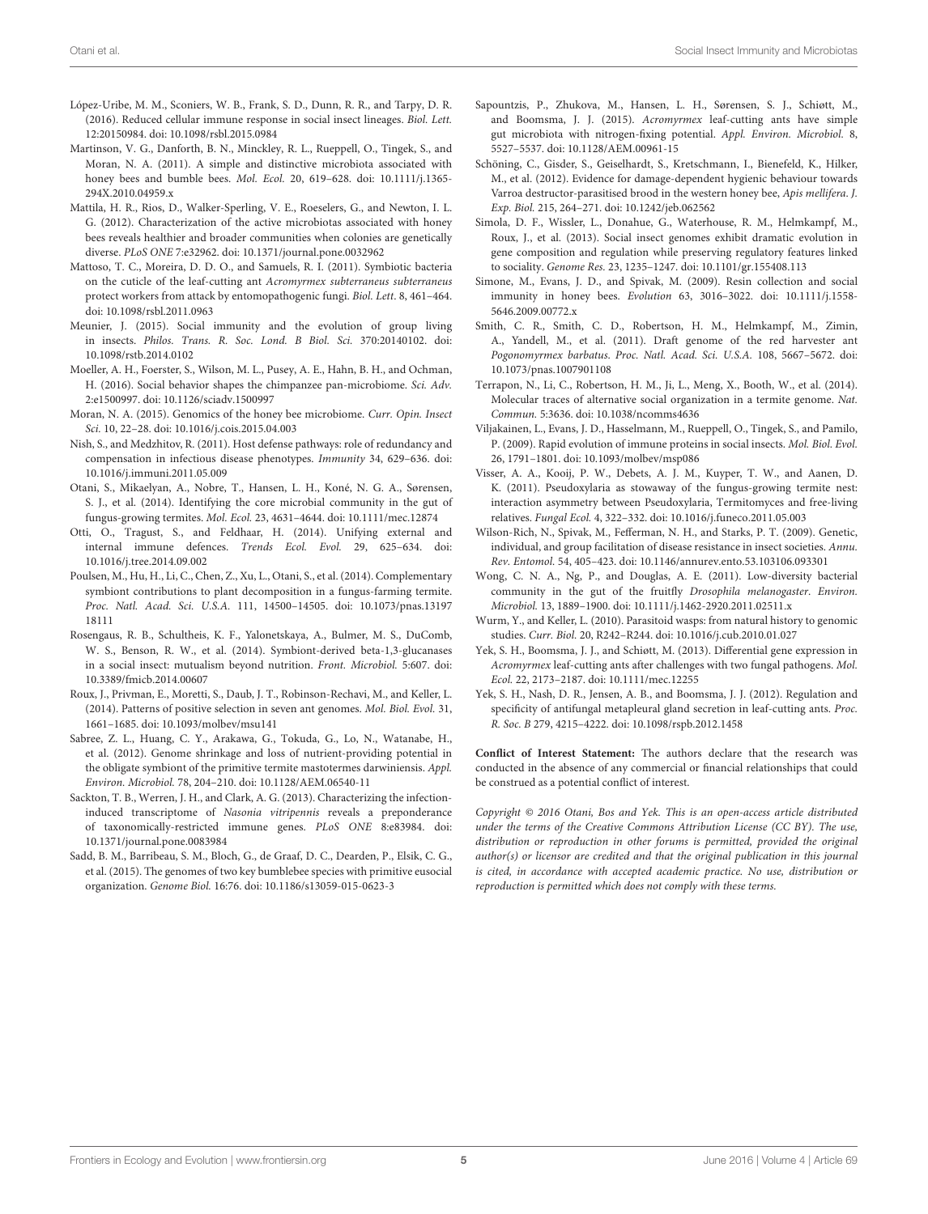López-Uribe, M. M., Sconiers, W. B., Frank, S. D., Dunn, R. R., and Tarpy, D. R. (2016). Reduced cellular immune response in social insect lineages. *Biol. Lett.* 12:20150984. doi: 10.1098/rsbl.2015.0984

Martinson, V. G., Danforth, B. N., Minckley, R. L., Rueppell, O., Tingek, S., and Moran, N. A. (2011). A simple and distinctive microbiota associated with honey bees and bumble bees. *Mol. Ecol.* 20, 619–628. doi: 10.1111/j.1365-294X.2010.04959.x

Mattila, H. R., Rios, D., Walker-Sperling, V. E., Roeselers, G., and Newton, I. L. G. (2012). Characterization of the active microbiotas associated with honey bees reveals healthier and broader communities when colonies are genetically diverse. *PLoS ONE* 7:e32962. doi: 10.1371/journal.pone.0032962

Mattoso, T. C., Moreira, D. D. O., and Samuels, R. I. (2011). Symbiotic bacteria on the cuticle of the leaf-cutting ant *Acromyrmex subterraneus subterraneus* protect workers from attack by entomopathogenic fungi. *Biol. Lett.* 8, 461–464. doi: 10.1098/rsbl.2011.0963

Meunier, J. (2015). Social immunity and the evolution of group living in insects. *Philos. Trans. R. Soc. Lond. B Biol. Sci.* 370:20140102. doi: 10.1098/rstb.2014.0102

Moeller, A. H., Foerster, S., Wilson, M. L., Pusey, A. E., Hahn, B. H., and Ochman, H. (2016). Social behavior shapes the chimpanzee pan-microbiome. *Sci. Adv.* 2:e1500997. doi: 10.1126/sciadv.1500997

Moran, N. A. (2015). Genomics of the honey bee microbiome. *Curr. Opin. Insect Sci.* 10, 22–28. doi: 10.1016/j.cois.2015.04.003

Nish, S., and Medzhitov, R. (2011). Host defense pathways: role of redundancy and compensation in infectious disease phenotypes. *Immunity* 34, 629–636. doi: 10.1016/j.immuni.2011.05.009

Otani, S., Mikaelyan, A., Nobre, T., Hansen, L. H., Koné, N. G. A., Sørensen, S. J., et al. (2014). Identifying the core microbial community in the gut of fungus-growing termites. *Mol. Ecol.* 23, 4631–4644. doi: 10.1111/mec.12874

Otti, O., Tragust, S., and Feldhaar, H. (2014). Unifying external and internal immune defences. *Trends Ecol. Evol.* 29, 625–634. doi: 10.1016/j.tree.2014.09.002

Poulsen, M., Hu, H., Li, C., Chen, Z., Xu, L., Otani, S., et al. (2014). Complementary symbiont contributions to plant decomposition in a fungus-farming termite. *Proc. Natl. Acad. Sci. U.S.A.* 111, 14500–14505. doi: 10.1073/pnas.1319718111

Rosengaus, R. B., Schultheis, K. F., Yalonetskaya, A., Bulmer, M. S., DuComb, W. S., Benson, R. W., et al. (2014). Symbiont-derived beta-1,3-glucanases in a social insect: mutualism beyond nutrition. *Front. Microbiol.* 5:607. doi: 10.3389/fmicb.2014.00607

Roux, J., Privman, E., Moretti, S., Daub, J. T., Robinson-Rechavi, M., and Keller, L. (2014). Patterns of positive selection in seven ant genomes. *Mol. Biol. Evol.* 31, 1661–1685. doi: 10.1093/molbev/msu141

Sabree, Z. L., Huang, C. Y., Arakawa, G., Tokuda, G., Lo, N., Watanabe, H., et al. (2012). Genome shrinkage and loss of nutrient-providing potential in the obligate symbiont of the primitive termite mastotermes darwiniensis. *Appl. Environ. Microbiol.* 78, 204–210. doi: 10.1128/AEM.06540-11

Sackton, T. B., Werren, J. H., and Clark, A. G. (2013). Characterizing the infection-induced transcriptome of *Nasonia vitripennis* reveals a preponderance of taxonomically-restricted immune genes. *PLoS ONE* 8:e83984. doi: 10.1371/journal.pone.0083984

Sadd, B. M., Barribeau, S. M., Bloch, G., de Graaf, D. C., Dearden, P., Elsik, C. G., et al. (2015). The genomes of two key bumblebee species with primitive eusocial organization. *Genome Biol.* 16:76. doi: 10.1186/s13059-015-0623-3

Sapountzis, P., Zhukova, M., Hansen, L. H., Sørensen, S. J., Schiøtt, M., and Boomsma, J. J. (2015). *Acromyrmex* leaf-cutting ants have simple gut microbiota with nitrogen-fixing potential. *Appl. Environ. Microbiol.* 8, 5527–5537. doi: 10.1128/AEM.00961-15

Schöning, C., Gisder, S., Geiselhardt, S., Kretschmann, I., Bienefeld, K., Hilker, M., et al. (2012). Evidence for damage-dependent hygienic behaviour towards Varroa destructor-parasitised brood in the western honey bee, *Apis mellifera*. *J. Exp. Biol.* 215, 264–271. doi: 10.1242/jeb.062562

Simola, D. F., Wissler, L., Donahue, G., Waterhouse, R. M., Helmkampf, M., Roux, J., et al. (2013). Social insect genomes exhibit dramatic evolution in gene composition and regulation while preserving regulatory features linked to sociality. *Genome Res.* 23, 1235–1247. doi: 10.1101/gr.155408.113

Simone, M., Evans, J. D., and Spivak, M. (2009). Resin collection and social immunity in honey bees. *Evolution* 63, 3016–3022. doi: 10.1111/j.1558-5646.2009.00772.x

Smith, C. R., Smith, C. D., Robertson, H. M., Helmkampf, M., Zimin, A., Yandell, M., et al. (2011). Draft genome of the red harvester ant *Pogonomyrmex barbatus*. *Proc. Natl. Acad. Sci. U.S.A.* 108, 5667–5672. doi: 10.1073/pnas.1007901108

Terrapon, N., Li, C., Robertson, H. M., Ji, L., Meng, X., Booth, W., et al. (2014). Molecular traces of alternative social organization in a termite genome. *Nat. Commun.* 5:3636. doi: 10.1038/ncomms4636

Viljakainen, L., Evans, J. D., Hasselmann, M., Rueppell, O., Tingek, S., and Pamilo, P. (2009). Rapid evolution of immune proteins in social insects. *Mol. Biol. Evol.* 26, 1791–1801. doi: 10.1093/molbev/msp086

Visser, A. A., Kooij, P. W., Debets, A. J. M., Kuyper, T. W., and Aanen, D. K. (2011). Pseudoxylaria as stowaway of the fungus-growing termite nest: interaction asymmetry between Pseudoxylaria, Termitomyces and free-living relatives. *Fungal Ecol.* 4, 322–332. doi: 10.1016/j.funeco.2011.05.003

Wilson-Rich, N., Spivak, M., Fefferman, N. H., and Starks, P. T. (2009). Genetic, individual, and group facilitation of disease resistance in insect societies. *Annu. Rev. Entomol.* 54, 405–423. doi: 10.1146/annurev.ento.53.103106.093301

Wong, C. N. A., Ng, P., and Douglas, A. E. (2011). Low-diversity bacterial community in the gut of the fruitfly *Drosophila melanogaster*. *Environ. Microbiol.* 13, 1889–1900. doi: 10.1111/j.1462-2920.2011.02511.x

Wurm, Y., and Keller, L. (2010). Parasitoid wasps: from natural history to genomic studies. *Curr. Biol.* 20, R242–R244. doi: 10.1016/j.cub.2010.01.027

Yek, S. H., Boomsma, J. J., and Schiøtt, M. (2013). Differential gene expression in *Acromyrmex* leaf-cutting ants after challenges with two fungal pathogens. *Mol. Ecol.* 22, 2173–2187. doi: 10.1111/mec.12255

Yek, S. H., Nash, D. R., Jensen, A. B., and Boomsma, J. J. (2012). Regulation and specificity of antifungal metapleural gland secretion in leaf-cutting ants. *Proc. R. Soc. B* 279, 4215–4222. doi: 10.1098/rspb.2012.1458

**Conflict of Interest Statement:** The authors declare that the research was conducted in the absence of any commercial or financial relationships that could be construed as a potential conflict of interest.

*Copyright © 2016 Otani, Bos and Yek. This is an open-access article distributed under the terms of the Creative Commons Attribution License (CC BY). The use, distribution or reproduction in other forums is permitted, provided the original author(s) or licensor are credited and that the original publication in this journal is cited, in accordance with accepted academic practice. No use, distribution or reproduction is permitted which does not comply with these terms.*